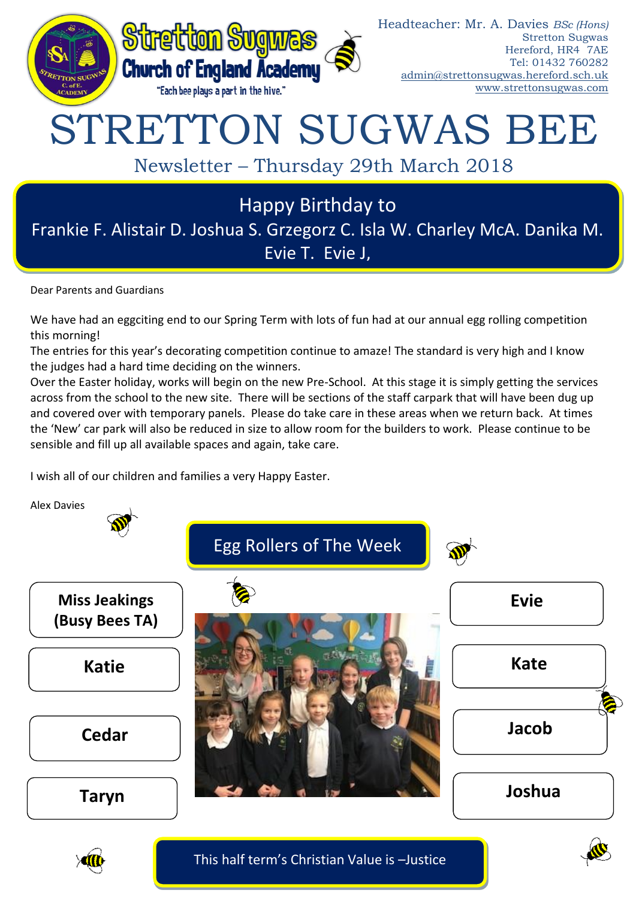Stretton Sugwas Church of England Academy

"Each bee plays a part in the hive."

Headteacher: Mr. A. Davies *BSc (Hons)*
Stretton Sugwas
Hereford, HR4 7AE
Tel: 01432 760282
admin@strettonsugwas.hereford.sch.uk
www.strettonsugwas.com

# STRETTON SUGWAS BEE

## Newsletter – Thursday 29th March 2018

**Happy Birthday to**

Frankie F. Alistair D. Joshua S. Grzegorz C. Isla W. Charley McA. Danika M. Evie T. Evie J,

Dear Parents and Guardians

We have had an eggciting end to our Spring Term with lots of fun had at our annual egg rolling competition this morning!

The entries for this year's decorating competition continue to amaze! The standard is very high and I know the judges had a hard time deciding on the winners.

Over the Easter holiday, works will begin on the new Pre-School. At this stage it is simply getting the services across from the school to the new site. There will be sections of the staff carpark that will have been dug up and covered over with temporary panels. Please do take care in these areas when we return back. At times the 'New' car park will also be reduced in size to allow room for the builders to work. Please continue to be sensible and fill up all available spaces and again, take care.

I wish all of our children and families a very Happy Easter.

Alex Davies

## Egg Rollers of The Week

- **Miss Jeakings (Busy Bees TA)**
- **Katie**
- **Cedar**
- **Taryn**
- **Evie**
- **Kate**
- **Jacob**
- **Joshua**

This half term's Christian Value is –Justice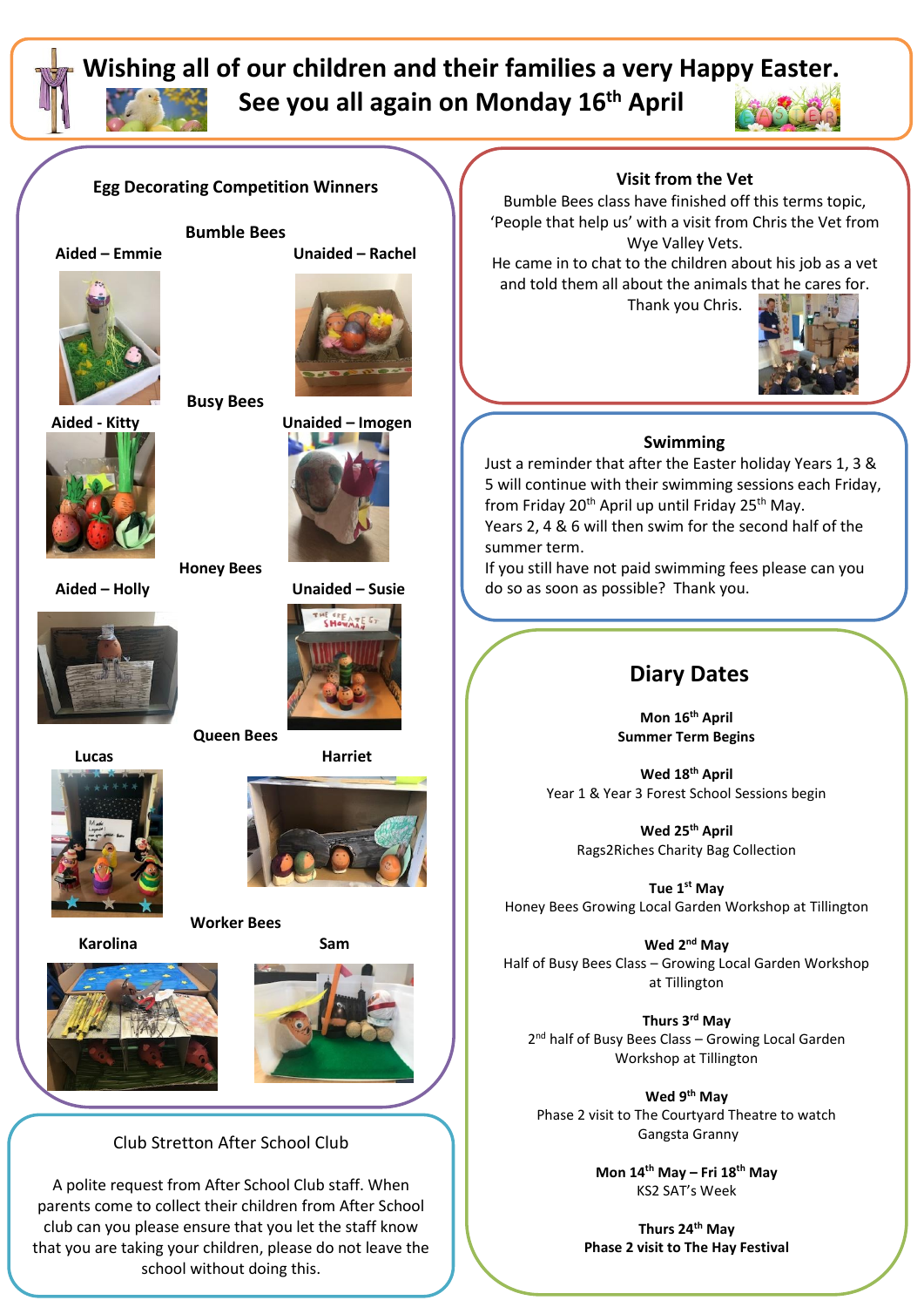# Wishing all of our children and their families a very Happy Easter.

## See you all again on Monday 16th April

### Egg Decorating Competition Winners

**Bumble Bees**

**Aided – Emmie**

**Unaided – Rachel**

**Busy Bees**

**Aided - Kitty**

**Unaided – Imogen**

**Honey Bees**

**Aided – Holly**

**Unaided – Susie**

**Queen Bees**

**Lucas**

**Harriet**

**Worker Bees**

**Karolina**

**Sam**

### Club Stretton After School Club

A polite request from After School Club staff. When parents come to collect their children from After School club can you please ensure that you let the staff know that you are taking your children, please do not leave the school without doing this.

### Visit from the Vet

Bumble Bees class have finished off this terms topic, 'People that help us' with a visit from Chris the Vet from Wye Valley Vets.

He came in to chat to the children about his job as a vet and told them all about the animals that he cares for.

Thank you Chris.

### Swimming

Just a reminder that after the Easter holiday Years 1, 3 & 5 will continue with their swimming sessions each Friday, from Friday 20th April up until Friday 25th May.

Years 2, 4 & 6 will then swim for the second half of the summer term.

If you still have not paid swimming fees please can you do so as soon as possible? Thank you.

## Diary Dates

**Mon 16th April**
**Summer Term Begins**

**Wed 18th April**
Year 1 & Year 3 Forest School Sessions begin

**Wed 25th April**
Rags2Riches Charity Bag Collection

**Tue 1st May**
Honey Bees Growing Local Garden Workshop at Tillington

**Wed 2nd May**
Half of Busy Bees Class – Growing Local Garden Workshop at Tillington

**Thurs 3rd May**
2nd half of Busy Bees Class – Growing Local Garden Workshop at Tillington

**Wed 9th May**
Phase 2 visit to The Courtyard Theatre to watch Gangsta Granny

**Mon 14th May – Fri 18th May**
KS2 SAT's Week

**Thurs 24th May**
**Phase 2 visit to The Hay Festival**